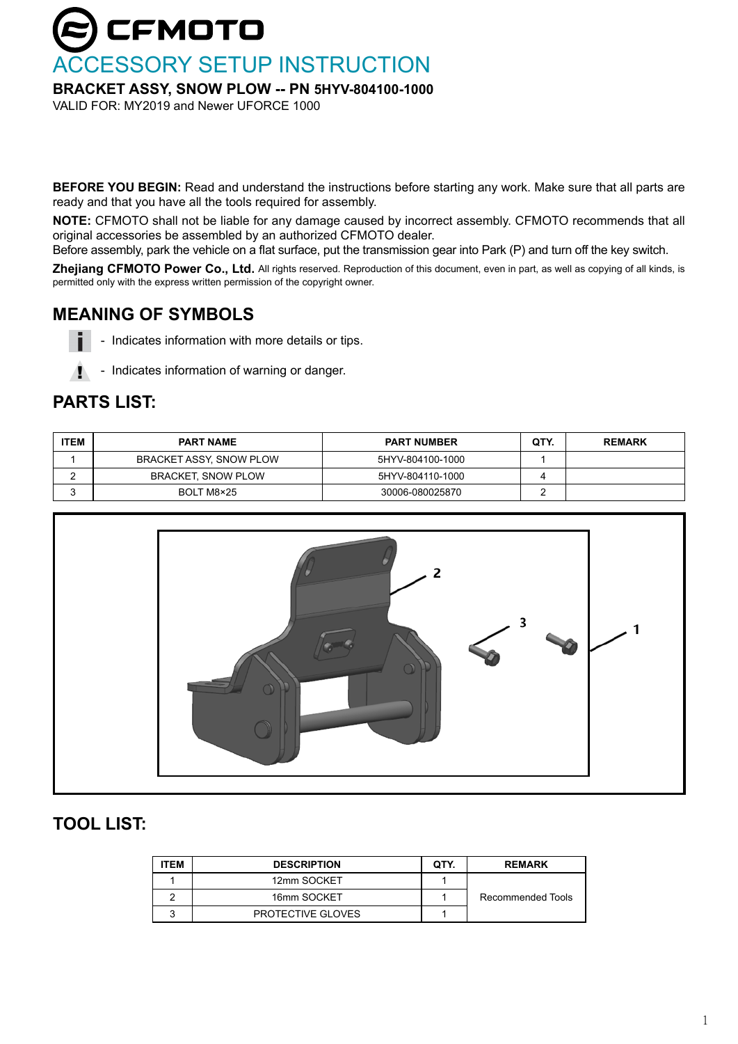# CFMOTO

## ACCESSORY SETUP INSTRUCTION

**BRACKET ASSY, SNOW PLOW -- PN 5HYV-804100-1000**

VALID FOR: MY2019 and Newer UFORCE 1000

**BEFORE YOU BEGIN:** Read and understand the instructions before starting any work. Make sure that all parts are ready and that you have all the tools required for assembly.

**NOTE:** CFMOTO shall not be liable for any damage caused by incorrect assembly. CFMOTO recommends that all original accessories be assembled by an authorized CFMOTO dealer.

Before assembly, park the vehicle on a flat surface, put the transmission gear into Park (P) and turn off the key switch.

**Zhejiang CFMOTO Power Co., Ltd.** All rights reserved. Reproduction of this document, even in part, as well as copying of all kinds, is permitted only with the express written permission of the copyright owner.

## MEANING OF SYMBOLS

- Indicates information with more details or tips.
- Indicates information of warning or danger.

## PARTS LIST:

| ITEM | PART NAME | PART NUMBER | QTY. | REMARK |
|---|---|---|---|---|
| 1 | BRACKET ASSY, SNOW PLOW | 5HYV-804100-1000 | 1 | |
| 2 | BRACKET, SNOW PLOW | 5HYV-804110-1000 | 4 | |
| 3 | BOLT M8×25 | 30006-080025870 | 2 | |

## TOOL LIST:

| ITEM | DESCRIPTION | QTY. | REMARK |
|---|---|---|---|
| 1 | 12mm SOCKET | 1 | Recommended Tools |
| 2 | 16mm SOCKET | 1 | |
| 3 | PROTECTIVE GLOVES | 1 | |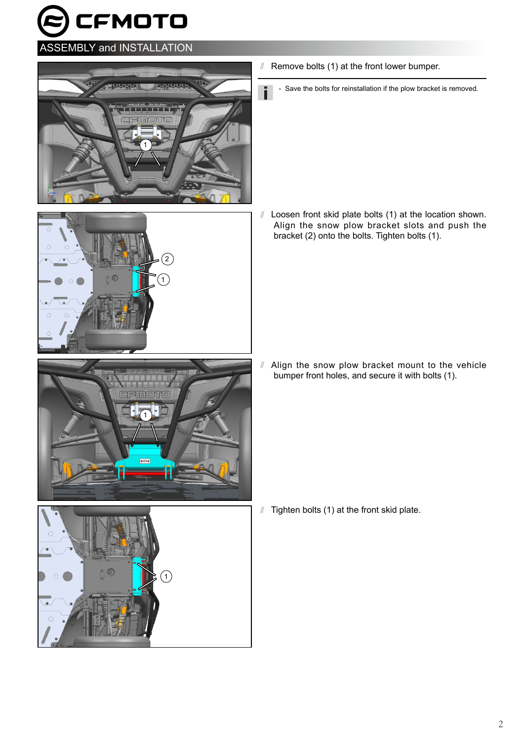## ASSEMBLY and INSTALLATION

- Remove bolts (1) at the front lower bumper.

> - Save the bolts for reinstallation if the plow bracket is removed.

- Loosen front skid plate bolts (1) at the location shown. Align the snow plow bracket slots and push the bracket (2) onto the bolts. Tighten bolts (1).

- Align the snow plow bracket mount to the vehicle bumper front holes, and secure it with bolts (1).

- Tighten bolts (1) at the front skid plate.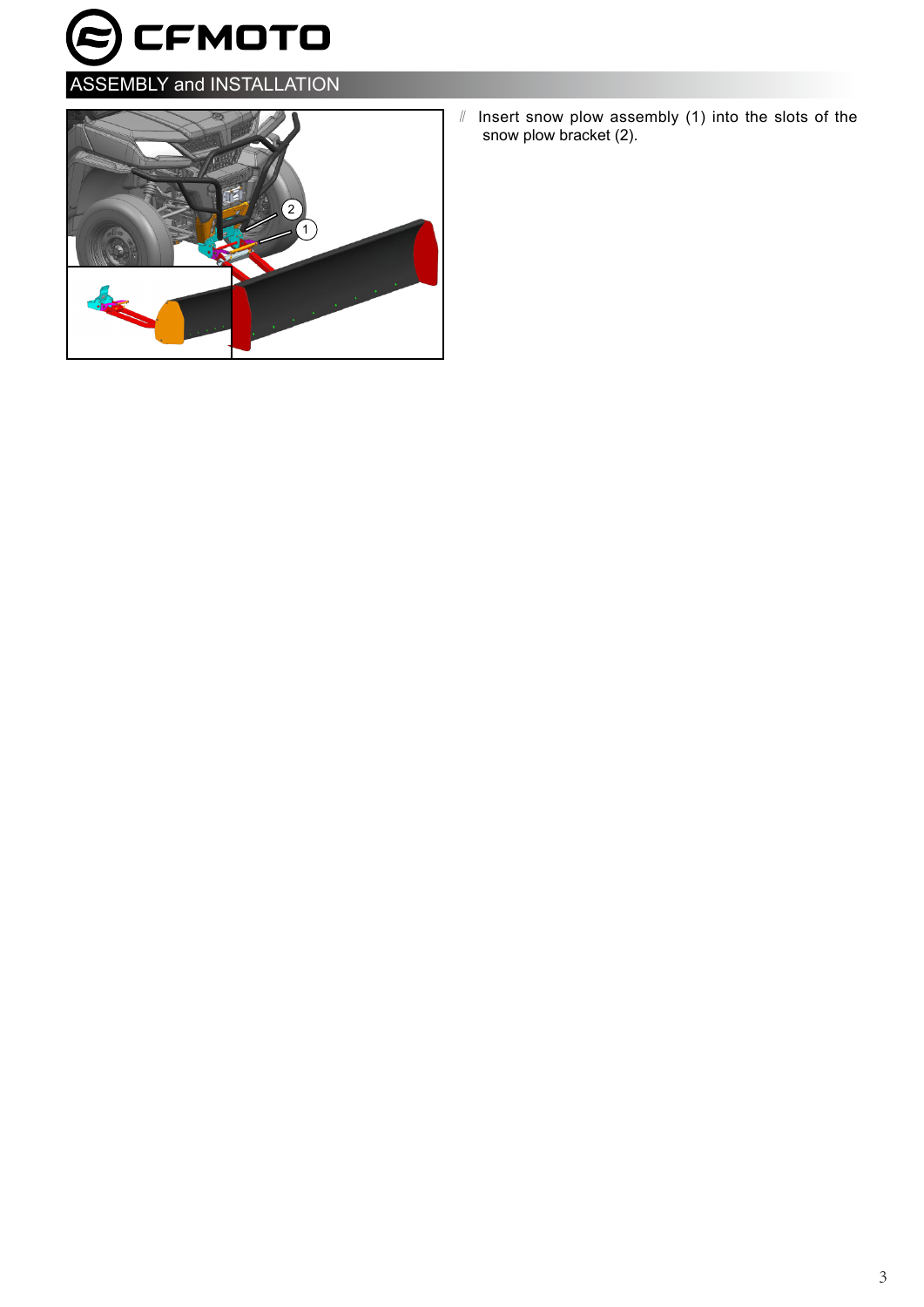## ASSEMBLY and INSTALLATION

2

1

- Insert snow plow assembly (1) into the slots of the snow plow bracket (2).